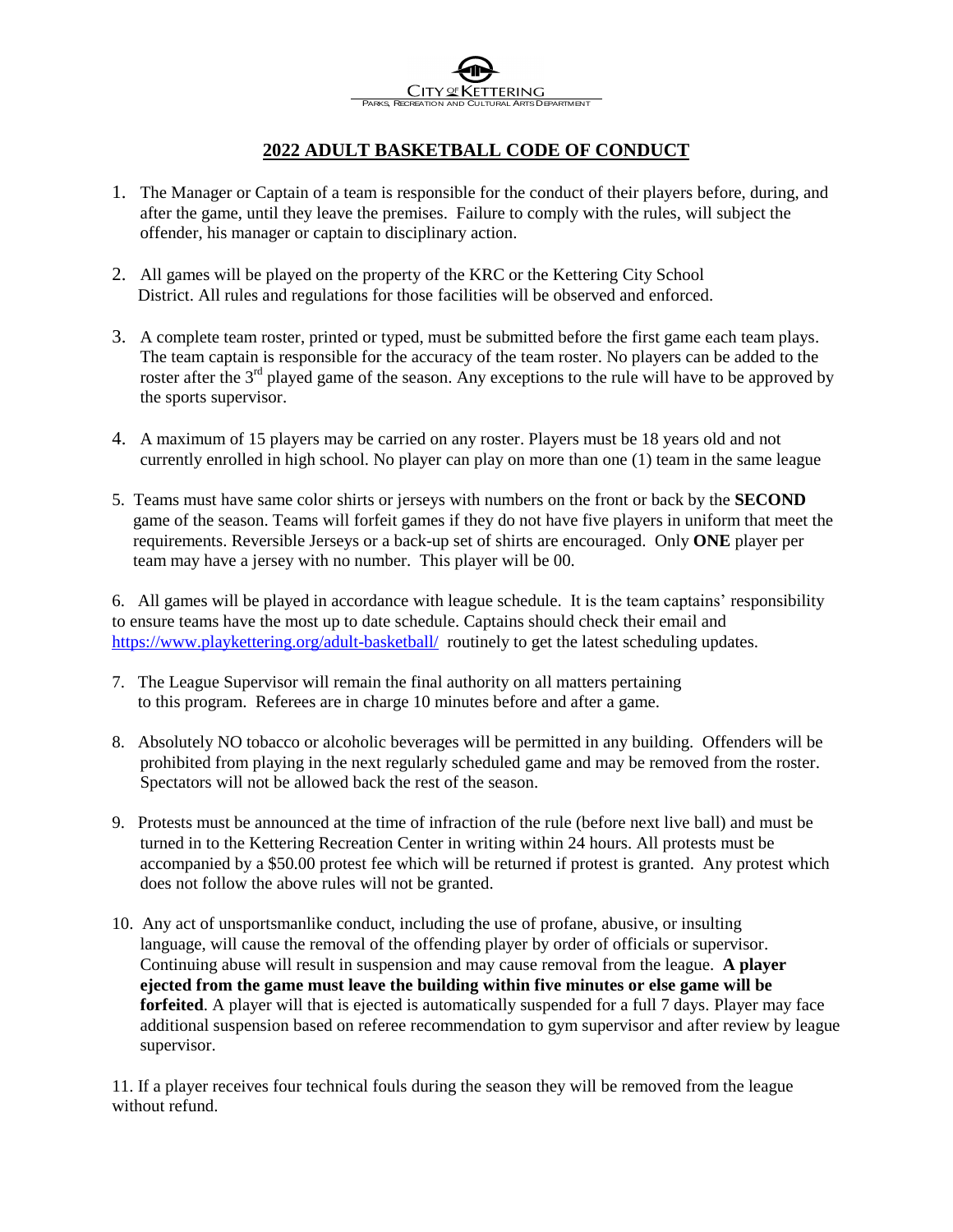City of Kettering
Parks, Recreation and Cultural Arts Department

# 2022 ADULT BASKETBALL CODE OF CONDUCT

1. The Manager or Captain of a team is responsible for the conduct of their players before, during, and after the game, until they leave the premises. Failure to comply with the rules, will subject the offender, his manager or captain to disciplinary action.

2. All games will be played on the property of the KRC or the Kettering City School District. All rules and regulations for those facilities will be observed and enforced.

3. A complete team roster, printed or typed, must be submitted before the first game each team plays. The team captain is responsible for the accuracy of the team roster. No players can be added to the roster after the 3rd played game of the season. Any exceptions to the rule will have to be approved by the sports supervisor.

4. A maximum of 15 players may be carried on any roster. Players must be 18 years old and not currently enrolled in high school. No player can play on more than one (1) team in the same league

5. Teams must have same color shirts or jerseys with numbers on the front or back by the **SECOND** game of the season. Teams will forfeit games if they do not have five players in uniform that meet the requirements. Reversible Jerseys or a back-up set of shirts are encouraged. Only **ONE** player per team may have a jersey with no number. This player will be 00.

6. All games will be played in accordance with league schedule. It is the team captains' responsibility to ensure teams have the most up to date schedule. Captains should check their email and https://www.playkettering.org/adult-basketball/ routinely to get the latest scheduling updates.

7. The League Supervisor will remain the final authority on all matters pertaining to this program. Referees are in charge 10 minutes before and after a game.

8. Absolutely NO tobacco or alcoholic beverages will be permitted in any building. Offenders will be prohibited from playing in the next regularly scheduled game and may be removed from the roster. Spectators will not be allowed back the rest of the season.

9. Protests must be announced at the time of infraction of the rule (before next live ball) and must be turned in to the Kettering Recreation Center in writing within 24 hours. All protests must be accompanied by a $50.00 protest fee which will be returned if protest is granted. Any protest which does not follow the above rules will not be granted.

10. Any act of unsportsmanlike conduct, including the use of profane, abusive, or insulting language, will cause the removal of the offending player by order of officials or supervisor. Continuing abuse will result in suspension and may cause removal from the league. **A player ejected from the game must leave the building within five minutes or else game will be forfeited**. A player will that is ejected is automatically suspended for a full 7 days. Player may face additional suspension based on referee recommendation to gym supervisor and after review by league supervisor.

11. If a player receives four technical fouls during the season they will be removed from the league without refund.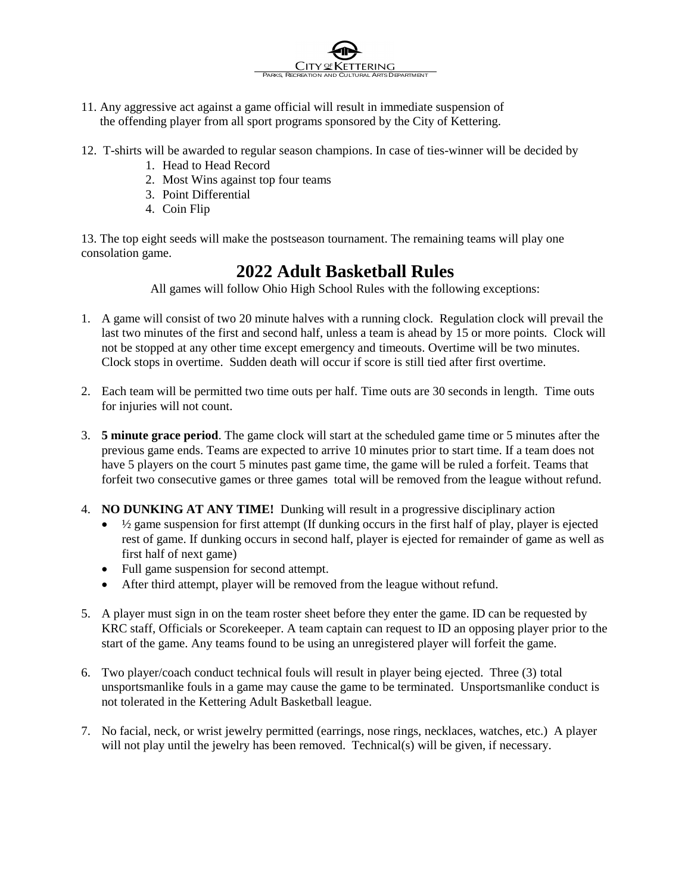11. Any aggressive act against a game official will result in immediate suspension of the offending player from all sport programs sponsored by the City of Kettering.

12. T-shirts will be awarded to regular season champions. In case of ties-winner will be decided by
    1. Head to Head Record
    2. Most Wins against top four teams
    3. Point Differential
    4. Coin Flip

13. The top eight seeds will make the postseason tournament. The remaining teams will play one consolation game.

# 2022 Adult Basketball Rules

All games will follow Ohio High School Rules with the following exceptions:

1. A game will consist of two 20 minute halves with a running clock. Regulation clock will prevail the last two minutes of the first and second half, unless a team is ahead by 15 or more points. Clock will not be stopped at any other time except emergency and timeouts. Overtime will be two minutes. Clock stops in overtime. Sudden death will occur if score is still tied after first overtime.

2. Each team will be permitted two time outs per half. Time outs are 30 seconds in length. Time outs for injuries will not count.

3. **5 minute grace period**. The game clock will start at the scheduled game time or 5 minutes after the previous game ends. Teams are expected to arrive 10 minutes prior to start time. If a team does not have 5 players on the court 5 minutes past game time, the game will be ruled a forfeit. Teams that forfeit two consecutive games or three games total will be removed from the league without refund.

4. **NO DUNKING AT ANY TIME!** Dunking will result in a progressive disciplinary action
   - ½ game suspension for first attempt (If dunking occurs in the first half of play, player is ejected rest of game. If dunking occurs in second half, player is ejected for remainder of game as well as first half of next game)
   - Full game suspension for second attempt.
   - After third attempt, player will be removed from the league without refund.

5. A player must sign in on the team roster sheet before they enter the game. ID can be requested by KRC staff, Officials or Scorekeeper. A team captain can request to ID an opposing player prior to the start of the game. Any teams found to be using an unregistered player will forfeit the game.

6. Two player/coach conduct technical fouls will result in player being ejected. Three (3) total unsportsmanlike fouls in a game may cause the game to be terminated. Unsportsmanlike conduct is not tolerated in the Kettering Adult Basketball league.

7. No facial, neck, or wrist jewelry permitted (earrings, nose rings, necklaces, watches, etc.) A player will not play until the jewelry has been removed. Technical(s) will be given, if necessary.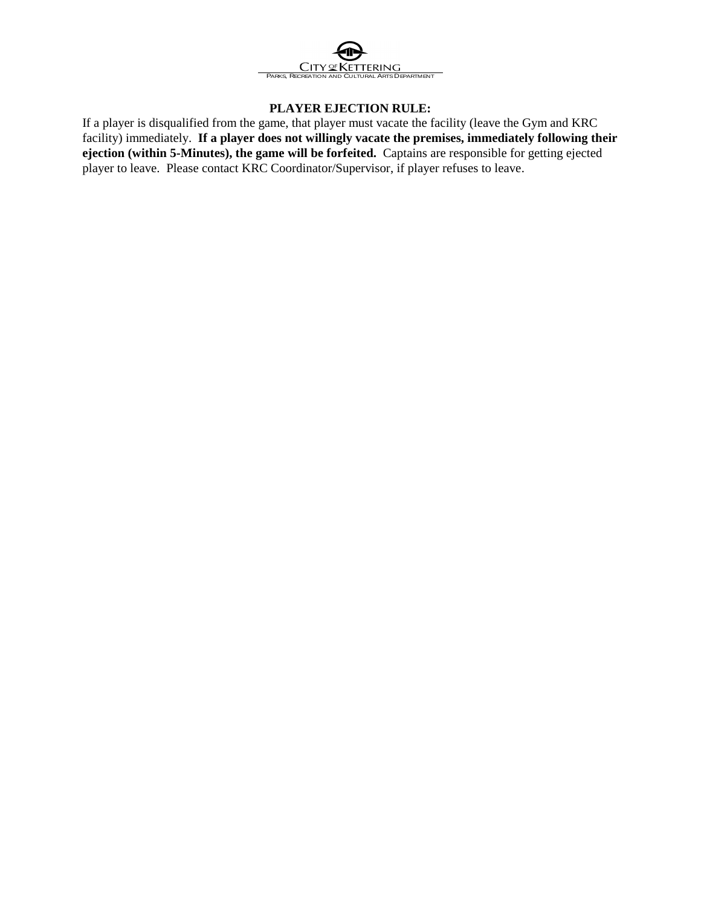# PLAYER EJECTION RULE:

If a player is disqualified from the game, that player must vacate the facility (leave the Gym and KRC facility) immediately. **If a player does not willingly vacate the premises, immediately following their ejection (within 5-Minutes), the game will be forfeited.** Captains are responsible for getting ejected player to leave. Please contact KRC Coordinator/Supervisor, if player refuses to leave.